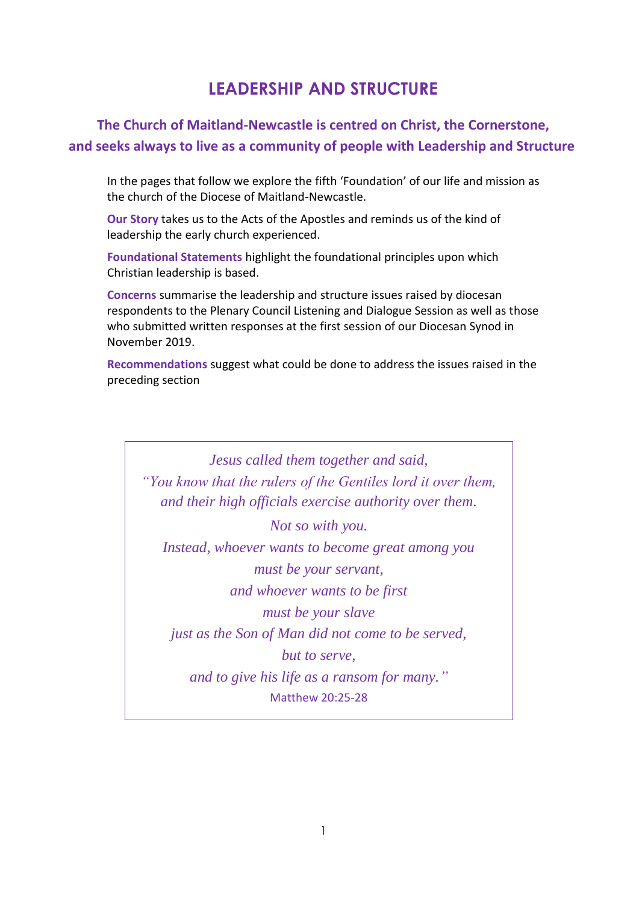# LEADERSHIP AND STRUCTURE

## The Church of Maitland-Newcastle is centred on Christ, the Cornerstone, and seeks always to live as a community of people with Leadership and Structure

In the pages that follow we explore the fifth 'Foundation' of our life and mission as the church of the Diocese of Maitland-Newcastle.

**Our Story** takes us to the Acts of the Apostles and reminds us of the kind of leadership the early church experienced.

**Foundational Statements** highlight the foundational principles upon which Christian leadership is based.

**Concerns** summarise the leadership and structure issues raised by diocesan respondents to the Plenary Council Listening and Dialogue Session as well as those who submitted written responses at the first session of our Diocesan Synod in November 2019.

**Recommendations** suggest what could be done to address the issues raised in the preceding section

> *Jesus called them together and said,*
> *"You know that the rulers of the Gentiles lord it over them,*
> *and their high officials exercise authority over them.*
> *Not so with you.*
> *Instead, whoever wants to become great among you*
> *must be your servant,*
> *and whoever wants to be first*
> *must be your slave*
> *just as the Son of Man did not come to be served,*
> *but to serve,*
> *and to give his life as a ransom for many."*
> Matthew 20:25-28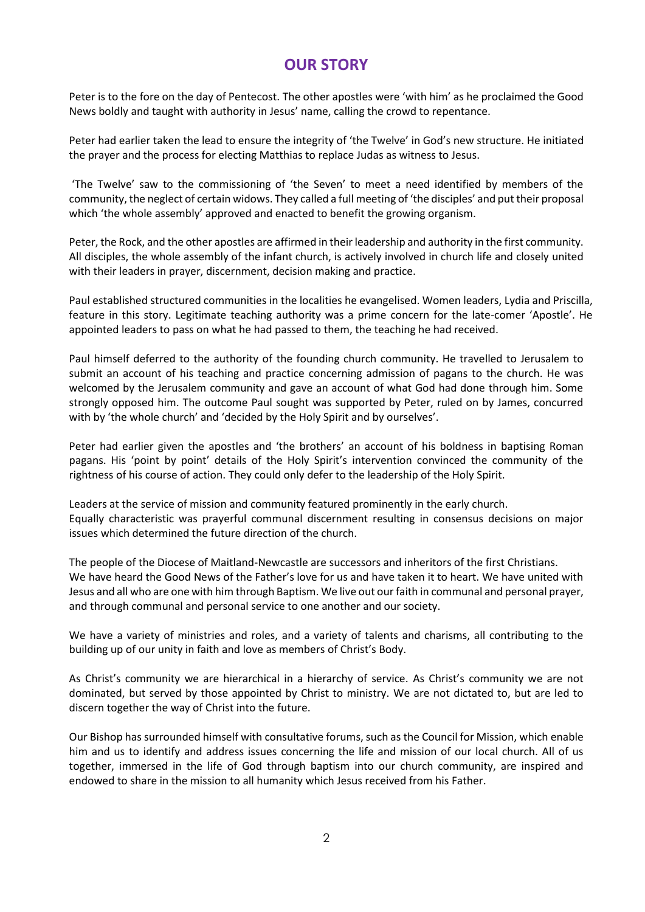# OUR STORY

Peter is to the fore on the day of Pentecost. The other apostles were 'with him' as he proclaimed the Good News boldly and taught with authority in Jesus' name, calling the crowd to repentance.

Peter had earlier taken the lead to ensure the integrity of 'the Twelve' in God's new structure. He initiated the prayer and the process for electing Matthias to replace Judas as witness to Jesus.

'The Twelve' saw to the commissioning of 'the Seven' to meet a need identified by members of the community, the neglect of certain widows. They called a full meeting of 'the disciples' and put their proposal which 'the whole assembly' approved and enacted to benefit the growing organism.

Peter, the Rock, and the other apostles are affirmed in their leadership and authority in the first community. All disciples, the whole assembly of the infant church, is actively involved in church life and closely united with their leaders in prayer, discernment, decision making and practice.

Paul established structured communities in the localities he evangelised. Women leaders, Lydia and Priscilla, feature in this story. Legitimate teaching authority was a prime concern for the late-comer 'Apostle'. He appointed leaders to pass on what he had passed to them, the teaching he had received.

Paul himself deferred to the authority of the founding church community. He travelled to Jerusalem to submit an account of his teaching and practice concerning admission of pagans to the church. He was welcomed by the Jerusalem community and gave an account of what God had done through him. Some strongly opposed him. The outcome Paul sought was supported by Peter, ruled on by James, concurred with by 'the whole church' and 'decided by the Holy Spirit and by ourselves'.

Peter had earlier given the apostles and 'the brothers' an account of his boldness in baptising Roman pagans. His 'point by point' details of the Holy Spirit's intervention convinced the community of the rightness of his course of action. They could only defer to the leadership of the Holy Spirit.

Leaders at the service of mission and community featured prominently in the early church.
Equally characteristic was prayerful communal discernment resulting in consensus decisions on major issues which determined the future direction of the church.

The people of the Diocese of Maitland-Newcastle are successors and inheritors of the first Christians.
We have heard the Good News of the Father's love for us and have taken it to heart. We have united with Jesus and all who are one with him through Baptism. We live out our faith in communal and personal prayer, and through communal and personal service to one another and our society.

We have a variety of ministries and roles, and a variety of talents and charisms, all contributing to the building up of our unity in faith and love as members of Christ's Body.

As Christ's community we are hierarchical in a hierarchy of service. As Christ's community we are not dominated, but served by those appointed by Christ to ministry. We are not dictated to, but are led to discern together the way of Christ into the future.

Our Bishop has surrounded himself with consultative forums, such as the Council for Mission, which enable him and us to identify and address issues concerning the life and mission of our local church. All of us together, immersed in the life of God through baptism into our church community, are inspired and endowed to share in the mission to all humanity which Jesus received from his Father.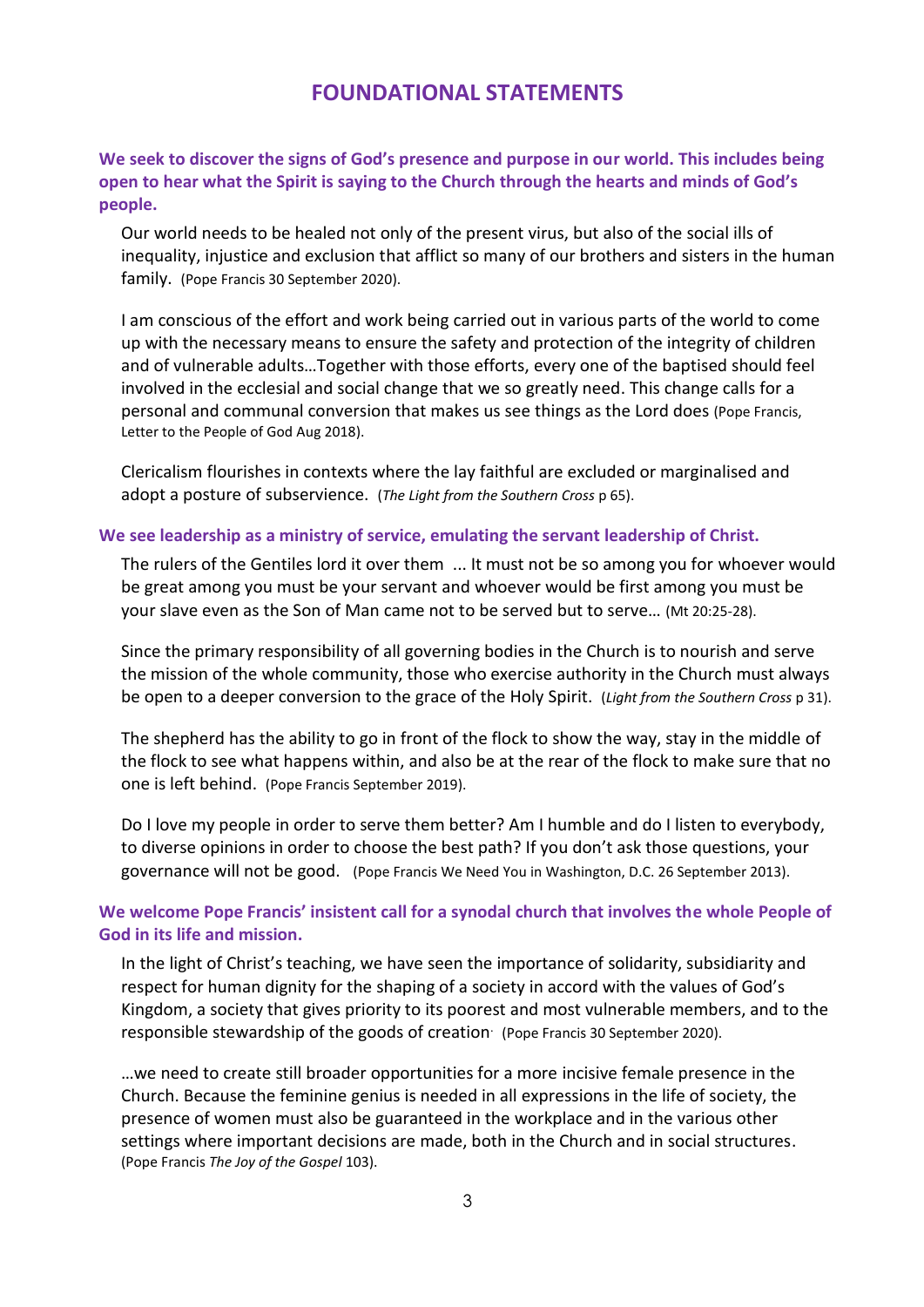# FOUNDATIONAL STATEMENTS

**We seek to discover the signs of God's presence and purpose in our world. This includes being open to hear what the Spirit is saying to the Church through the hearts and minds of God's people.**

Our world needs to be healed not only of the present virus, but also of the social ills of inequality, injustice and exclusion that afflict so many of our brothers and sisters in the human family. (Pope Francis 30 September 2020).

I am conscious of the effort and work being carried out in various parts of the world to come up with the necessary means to ensure the safety and protection of the integrity of children and of vulnerable adults…Together with those efforts, every one of the baptised should feel involved in the ecclesial and social change that we so greatly need. This change calls for a personal and communal conversion that makes us see things as the Lord does (Pope Francis, Letter to the People of God Aug 2018).

Clericalism flourishes in contexts where the lay faithful are excluded or marginalised and adopt a posture of subservience. (*The Light from the Southern Cross* p 65).

**We see leadership as a ministry of service, emulating the servant leadership of Christ.**

The rulers of the Gentiles lord it over them ... It must not be so among you for whoever would be great among you must be your servant and whoever would be first among you must be your slave even as the Son of Man came not to be served but to serve… (Mt 20:25-28).

Since the primary responsibility of all governing bodies in the Church is to nourish and serve the mission of the whole community, those who exercise authority in the Church must always be open to a deeper conversion to the grace of the Holy Spirit. (*Light from the Southern Cross* p 31).

The shepherd has the ability to go in front of the flock to show the way, stay in the middle of the flock to see what happens within, and also be at the rear of the flock to make sure that no one is left behind. (Pope Francis September 2019).

Do I love my people in order to serve them better? Am I humble and do I listen to everybody, to diverse opinions in order to choose the best path? If you don't ask those questions, your governance will not be good. (Pope Francis We Need You in Washington, D.C. 26 September 2013).

**We welcome Pope Francis' insistent call for a synodal church that involves the whole People of God in its life and mission.**

In the light of Christ's teaching, we have seen the importance of solidarity, subsidiarity and respect for human dignity for the shaping of a society in accord with the values of God's Kingdom, a society that gives priority to its poorest and most vulnerable members, and to the responsible stewardship of the goods of creation. (Pope Francis 30 September 2020).

…we need to create still broader opportunities for a more incisive female presence in the Church. Because the feminine genius is needed in all expressions in the life of society, the presence of women must also be guaranteed in the workplace and in the various other settings where important decisions are made, both in the Church and in social structures. (Pope Francis *The Joy of the Gospel* 103).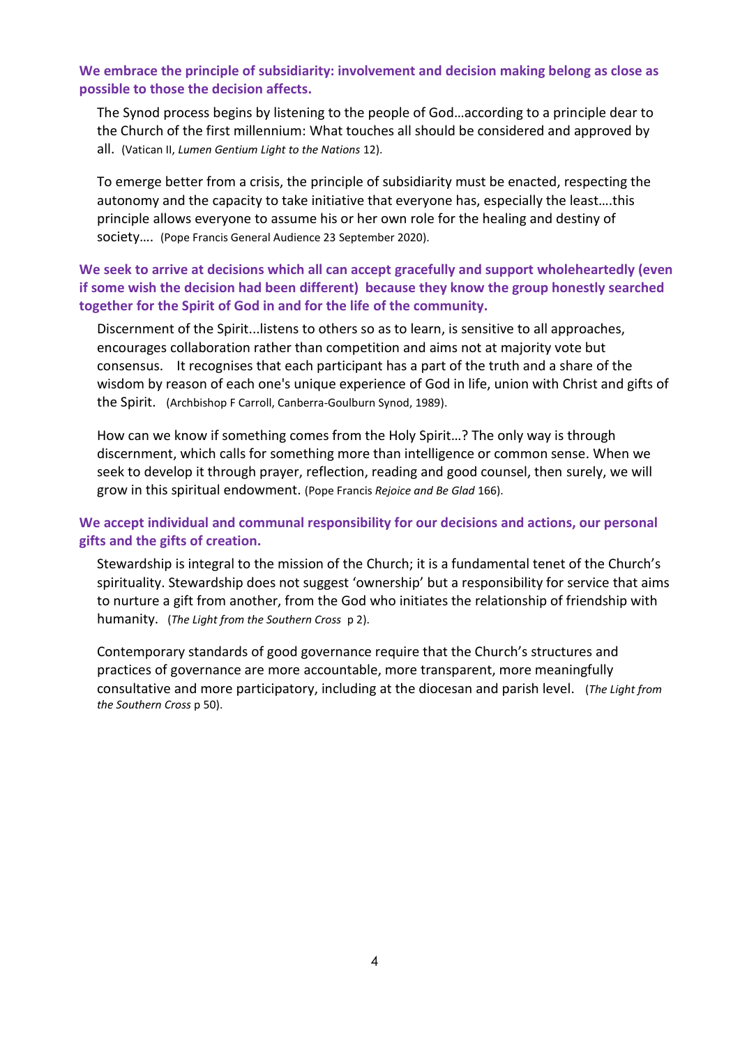**We embrace the principle of subsidiarity: involvement and decision making belong as close as possible to those the decision affects.**

> The Synod process begins by listening to the people of God…according to a principle dear to the Church of the first millennium: What touches all should be considered and approved by all. (Vatican II, *Lumen Gentium Light to the Nations* 12).

> To emerge better from a crisis, the principle of subsidiarity must be enacted, respecting the autonomy and the capacity to take initiative that everyone has, especially the least….this principle allows everyone to assume his or her own role for the healing and destiny of society…. (Pope Francis General Audience 23 September 2020).

**We seek to arrive at decisions which all can accept gracefully and support wholeheartedly (even if some wish the decision had been different) because they know the group honestly searched together for the Spirit of God in and for the life of the community.**

> Discernment of the Spirit...listens to others so as to learn, is sensitive to all approaches, encourages collaboration rather than competition and aims not at majority vote but consensus. It recognises that each participant has a part of the truth and a share of the wisdom by reason of each one's unique experience of God in life, union with Christ and gifts of the Spirit. (Archbishop F Carroll, Canberra-Goulburn Synod, 1989).

> How can we know if something comes from the Holy Spirit…? The only way is through discernment, which calls for something more than intelligence or common sense. When we seek to develop it through prayer, reflection, reading and good counsel, then surely, we will grow in this spiritual endowment. (Pope Francis *Rejoice and Be Glad* 166).

**We accept individual and communal responsibility for our decisions and actions, our personal gifts and the gifts of creation.**

> Stewardship is integral to the mission of the Church; it is a fundamental tenet of the Church's spirituality. Stewardship does not suggest 'ownership' but a responsibility for service that aims to nurture a gift from another, from the God who initiates the relationship of friendship with humanity. (*The Light from the Southern Cross* p 2).

> Contemporary standards of good governance require that the Church's structures and practices of governance are more accountable, more transparent, more meaningfully consultative and more participatory, including at the diocesan and parish level. (*The Light from the Southern Cross* p 50).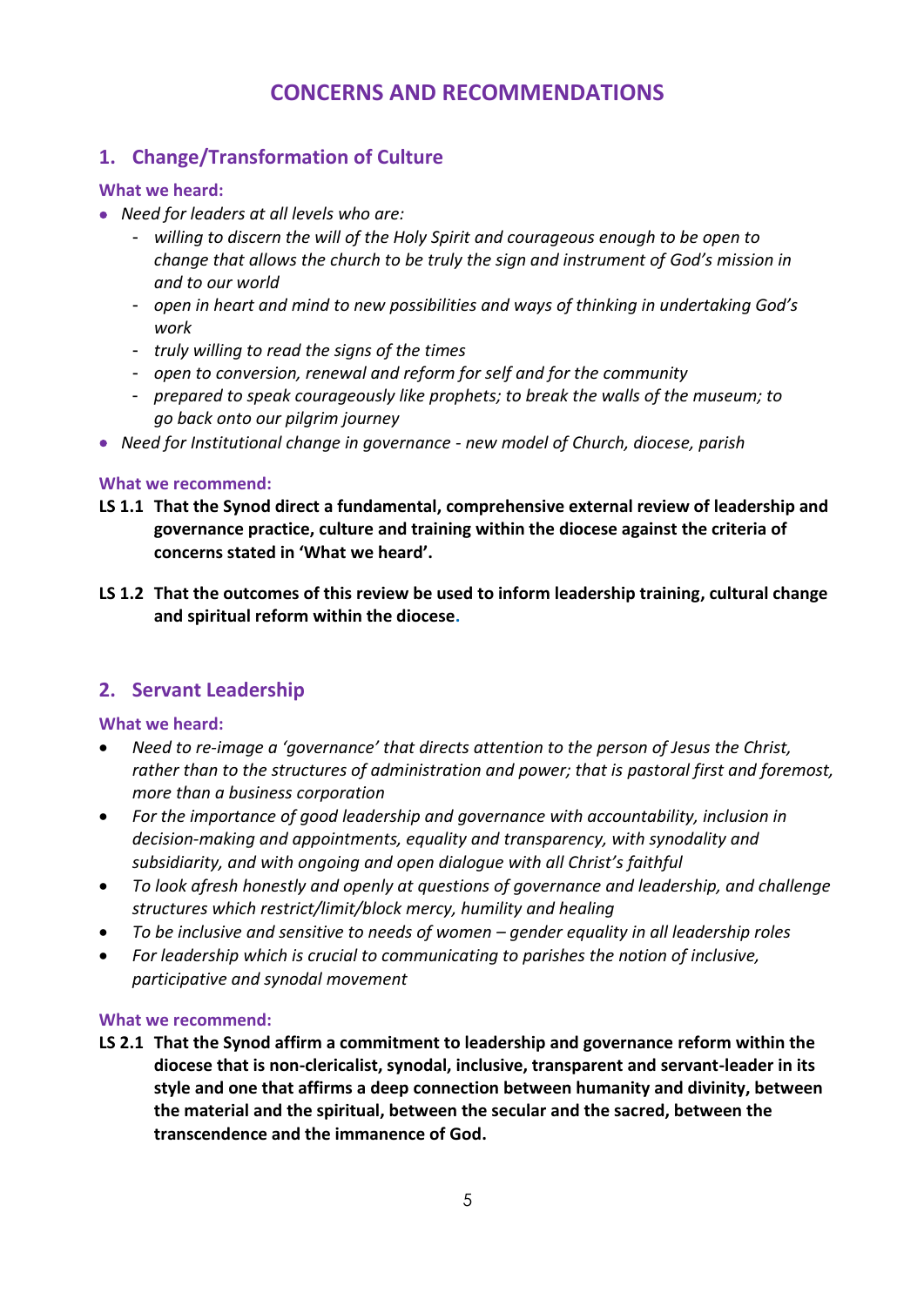# CONCERNS AND RECOMMENDATIONS

## 1. Change/Transformation of Culture

### What we heard:

- *Need for leaders at all levels who are:*
  - *willing to discern the will of the Holy Spirit and courageous enough to be open to change that allows the church to be truly the sign and instrument of God's mission in and to our world*
  - *open in heart and mind to new possibilities and ways of thinking in undertaking God's work*
  - *truly willing to read the signs of the times*
  - *open to conversion, renewal and reform for self and for the community*
  - *prepared to speak courageously like prophets; to break the walls of the museum; to go back onto our pilgrim journey*
- *Need for Institutional change in governance - new model of Church, diocese, parish*

### What we recommend:

**LS 1.1 That the Synod direct a fundamental, comprehensive external review of leadership and governance practice, culture and training within the diocese against the criteria of concerns stated in 'What we heard'.**

**LS 1.2 That the outcomes of this review be used to inform leadership training, cultural change and spiritual reform within the diocese.**

## 2. Servant Leadership

### What we heard:

- *Need to re-image a 'governance' that directs attention to the person of Jesus the Christ, rather than to the structures of administration and power; that is pastoral first and foremost, more than a business corporation*
- *For the importance of good leadership and governance with accountability, inclusion in decision-making and appointments, equality and transparency, with synodality and subsidiarity, and with ongoing and open dialogue with all Christ's faithful*
- *To look afresh honestly and openly at questions of governance and leadership, and challenge structures which restrict/limit/block mercy, humility and healing*
- *To be inclusive and sensitive to needs of women – gender equality in all leadership roles*
- *For leadership which is crucial to communicating to parishes the notion of inclusive, participative and synodal movement*

### What we recommend:

**LS 2.1 That the Synod affirm a commitment to leadership and governance reform within the diocese that is non-clericalist, synodal, inclusive, transparent and servant-leader in its style and one that affirms a deep connection between humanity and divinity, between the material and the spiritual, between the secular and the sacred, between the transcendence and the immanence of God.**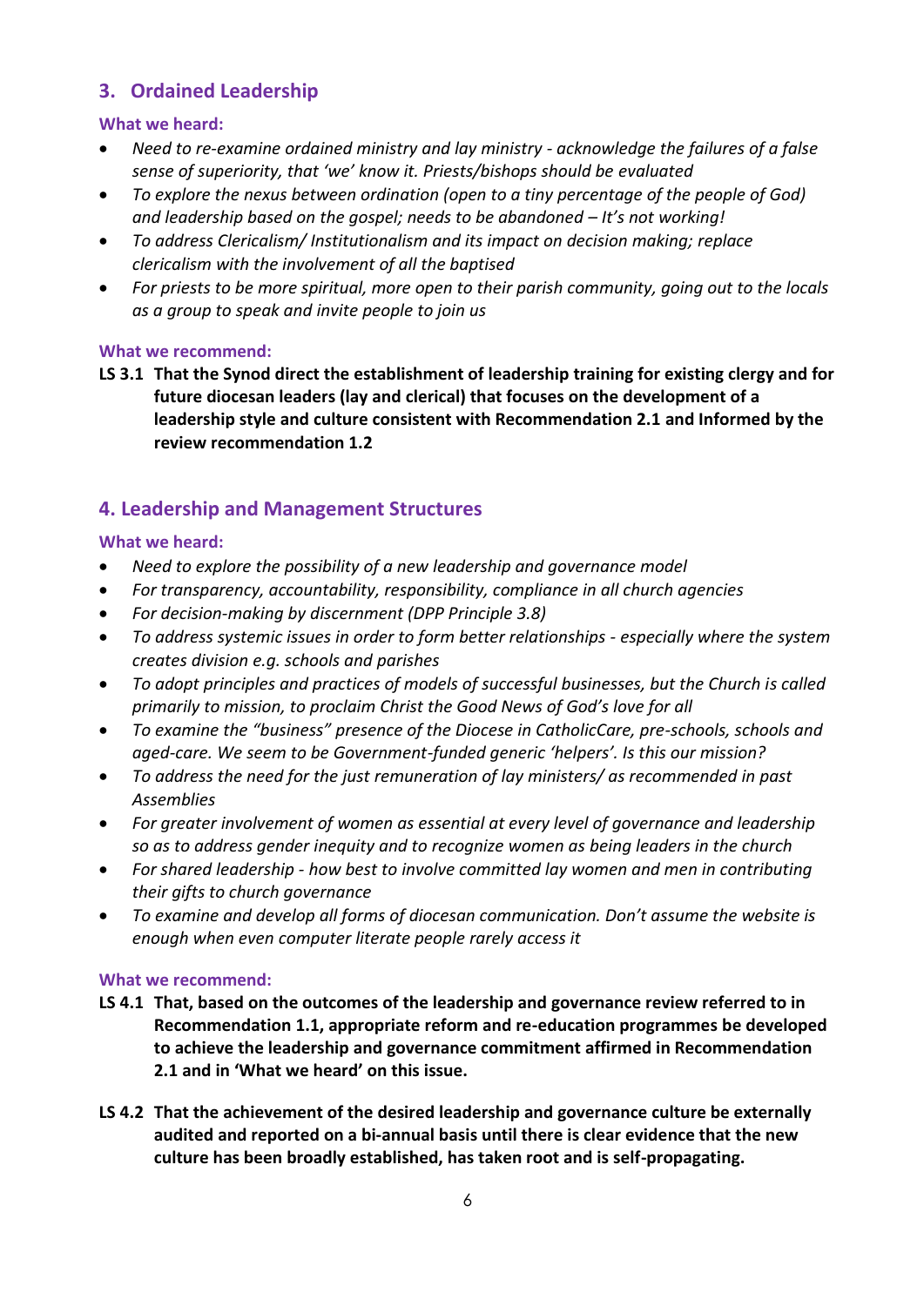## 3. Ordained Leadership

### What we heard:

- *Need to re-examine ordained ministry and lay ministry - acknowledge the failures of a false sense of superiority, that 'we' know it. Priests/bishops should be evaluated*
- *To explore the nexus between ordination (open to a tiny percentage of the people of God) and leadership based on the gospel; needs to be abandoned – It's not working!*
- *To address Clericalism/ Institutionalism and its impact on decision making; replace clericalism with the involvement of all the baptised*
- *For priests to be more spiritual, more open to their parish community, going out to the locals as a group to speak and invite people to join us*

### What we recommend:

**LS 3.1 That the Synod direct the establishment of leadership training for existing clergy and for future diocesan leaders (lay and clerical) that focuses on the development of a leadership style and culture consistent with Recommendation 2.1 and Informed by the review recommendation 1.2**

## 4. Leadership and Management Structures

### What we heard:

- *Need to explore the possibility of a new leadership and governance model*
- *For transparency, accountability, responsibility, compliance in all church agencies*
- *For decision-making by discernment (DPP Principle 3.8)*
- *To address systemic issues in order to form better relationships - especially where the system creates division e.g. schools and parishes*
- *To adopt principles and practices of models of successful businesses, but the Church is called primarily to mission, to proclaim Christ the Good News of God's love for all*
- *To examine the "business" presence of the Diocese in CatholicCare, pre-schools, schools and aged-care. We seem to be Government-funded generic 'helpers'. Is this our mission?*
- *To address the need for the just remuneration of lay ministers/ as recommended in past Assemblies*
- *For greater involvement of women as essential at every level of governance and leadership so as to address gender inequity and to recognize women as being leaders in the church*
- *For shared leadership - how best to involve committed lay women and men in contributing their gifts to church governance*
- *To examine and develop all forms of diocesan communication. Don't assume the website is enough when even computer literate people rarely access it*

### What we recommend:

**LS 4.1 That, based on the outcomes of the leadership and governance review referred to in Recommendation 1.1, appropriate reform and re-education programmes be developed to achieve the leadership and governance commitment affirmed in Recommendation 2.1 and in 'What we heard' on this issue.**

**LS 4.2 That the achievement of the desired leadership and governance culture be externally audited and reported on a bi-annual basis until there is clear evidence that the new culture has been broadly established, has taken root and is self-propagating.**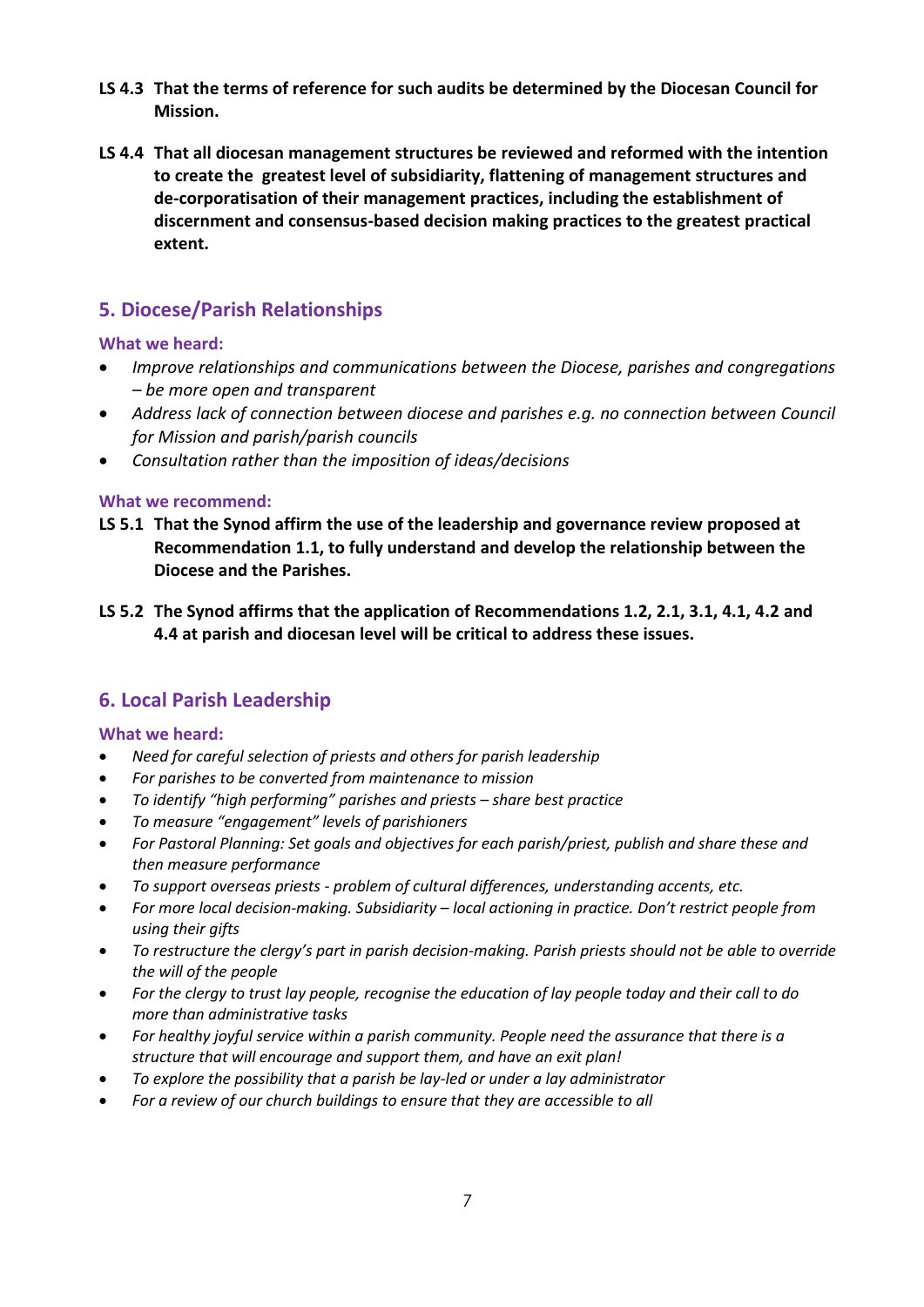**LS 4.3 That the terms of reference for such audits be determined by the Diocesan Council for Mission.**

**LS 4.4 That all diocesan management structures be reviewed and reformed with the intention to create the greatest level of subsidiarity, flattening of management structures and de-corporatisation of their management practices, including the establishment of discernment and consensus-based decision making practices to the greatest practical extent.**

## 5. Diocese/Parish Relationships

### What we heard:

- *Improve relationships and communications between the Diocese, parishes and congregations – be more open and transparent*
- *Address lack of connection between diocese and parishes e.g. no connection between Council for Mission and parish/parish councils*
- *Consultation rather than the imposition of ideas/decisions*

### What we recommend:

**LS 5.1 That the Synod affirm the use of the leadership and governance review proposed at Recommendation 1.1, to fully understand and develop the relationship between the Diocese and the Parishes.**

**LS 5.2 The Synod affirms that the application of Recommendations 1.2, 2.1, 3.1, 4.1, 4.2 and 4.4 at parish and diocesan level will be critical to address these issues.**

## 6. Local Parish Leadership

### What we heard:

- *Need for careful selection of priests and others for parish leadership*
- *For parishes to be converted from maintenance to mission*
- *To identify "high performing" parishes and priests – share best practice*
- *To measure "engagement" levels of parishioners*
- *For Pastoral Planning: Set goals and objectives for each parish/priest, publish and share these and then measure performance*
- *To support overseas priests - problem of cultural differences, understanding accents, etc.*
- *For more local decision-making. Subsidiarity – local actioning in practice. Don't restrict people from using their gifts*
- *To restructure the clergy's part in parish decision-making. Parish priests should not be able to override the will of the people*
- *For the clergy to trust lay people, recognise the education of lay people today and their call to do more than administrative tasks*
- *For healthy joyful service within a parish community. People need the assurance that there is a structure that will encourage and support them, and have an exit plan!*
- *To explore the possibility that a parish be lay-led or under a lay administrator*
- *For a review of our church buildings to ensure that they are accessible to all*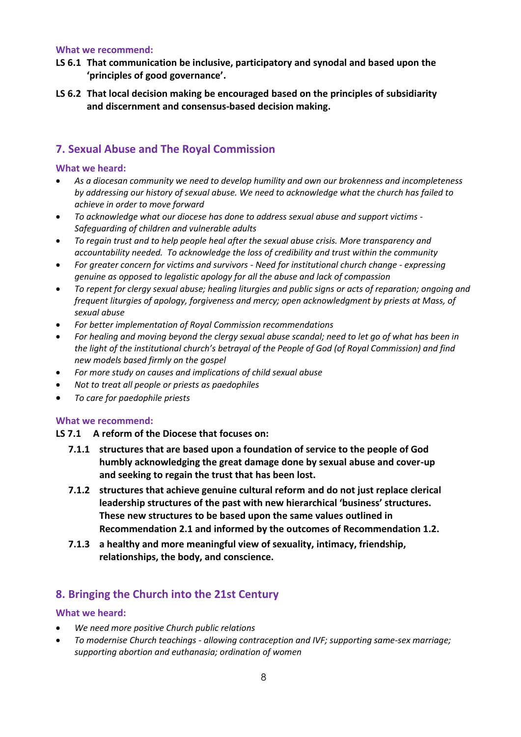#### What we recommend:

**LS 6.1 That communication be inclusive, participatory and synodal and based upon the 'principles of good governance'.**

**LS 6.2 That local decision making be encouraged based on the principles of subsidiarity and discernment and consensus-based decision making.**

## 7. Sexual Abuse and The Royal Commission

#### What we heard:

- *As a diocesan community we need to develop humility and own our brokenness and incompleteness by addressing our history of sexual abuse. We need to acknowledge what the church has failed to achieve in order to move forward*
- *To acknowledge what our diocese has done to address sexual abuse and support victims - Safeguarding of children and vulnerable adults*
- *To regain trust and to help people heal after the sexual abuse crisis. More transparency and accountability needed. To acknowledge the loss of credibility and trust within the community*
- *For greater concern for victims and survivors - Need for institutional church change - expressing genuine as opposed to legalistic apology for all the abuse and lack of compassion*
- *To repent for clergy sexual abuse; healing liturgies and public signs or acts of reparation; ongoing and frequent liturgies of apology, forgiveness and mercy; open acknowledgment by priests at Mass, of sexual abuse*
- *For better implementation of Royal Commission recommendations*
- *For healing and moving beyond the clergy sexual abuse scandal; need to let go of what has been in the light of the institutional church's betrayal of the People of God (of Royal Commission) and find new models based firmly on the gospel*
- *For more study on causes and implications of child sexual abuse*
- *Not to treat all people or priests as paedophiles*
- *To care for paedophile priests*

#### What we recommend:

**LS 7.1 A reform of the Diocese that focuses on:**

- **7.1.1 structures that are based upon a foundation of service to the people of God humbly acknowledging the great damage done by sexual abuse and cover-up and seeking to regain the trust that has been lost.**
- **7.1.2 structures that achieve genuine cultural reform and do not just replace clerical leadership structures of the past with new hierarchical 'business' structures. These new structures to be based upon the same values outlined in Recommendation 2.1 and informed by the outcomes of Recommendation 1.2.**
- **7.1.3 a healthy and more meaningful view of sexuality, intimacy, friendship, relationships, the body, and conscience.**

## 8. Bringing the Church into the 21st Century

#### What we heard:

- *We need more positive Church public relations*
- *To modernise Church teachings - allowing contraception and IVF; supporting same-sex marriage; supporting abortion and euthanasia; ordination of women*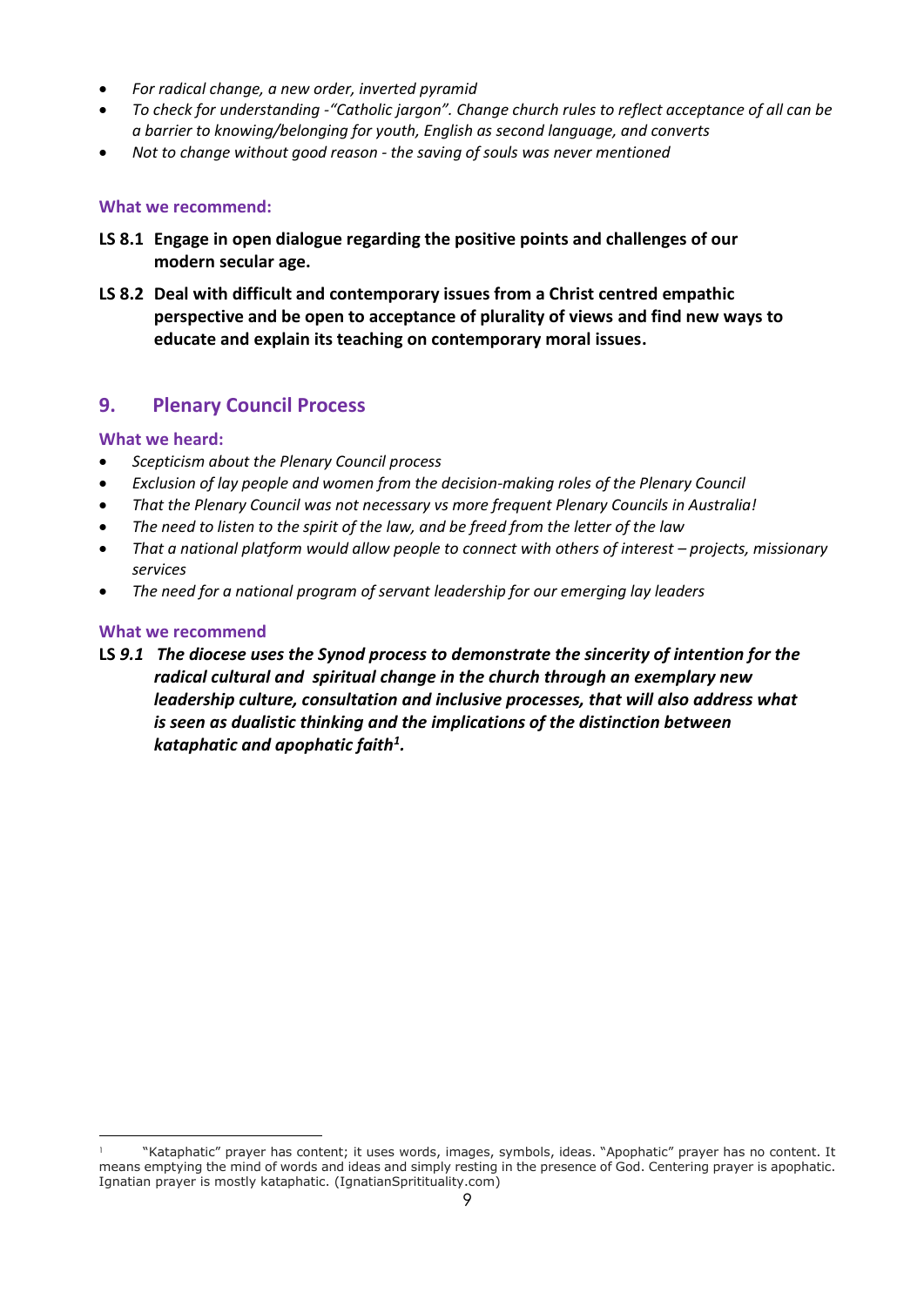- *For radical change, a new order, inverted pyramid*
- *To check for understanding -"Catholic jargon". Change church rules to reflect acceptance of all can be a barrier to knowing/belonging for youth, English as second language, and converts*
- *Not to change without good reason - the saving of souls was never mentioned*

### What we recommend:

**LS 8.1 Engage in open dialogue regarding the positive points and challenges of our modern secular age.**

**LS 8.2 Deal with difficult and contemporary issues from a Christ centred empathic perspective and be open to acceptance of plurality of views and find new ways to educate and explain its teaching on contemporary moral issues.**

## 9. Plenary Council Process

### What we heard:

- *Scepticism about the Plenary Council process*
- *Exclusion of lay people and women from the decision-making roles of the Plenary Council*
- *That the Plenary Council was not necessary vs more frequent Plenary Councils in Australia!*
- *The need to listen to the spirit of the law, and be freed from the letter of the law*
- *That a national platform would allow people to connect with others of interest – projects, missionary services*
- *The need for a national program of servant leadership for our emerging lay leaders*

### What we recommend

**LS *9.1 The diocese uses the Synod process to demonstrate the sincerity of intention for the radical cultural and spiritual change in the church through an exemplary new leadership culture, consultation and inclusive processes, that will also address what is seen as dualistic thinking and the implications of the distinction between kataphatic and apophatic faith[1].***

[1] "Kataphatic" prayer has content; it uses words, images, symbols, ideas. "Apophatic" prayer has no content. It means emptying the mind of words and ideas and simply resting in the presence of God. Centering prayer is apophatic. Ignatian prayer is mostly kataphatic. (IgnatianSprituality.com)